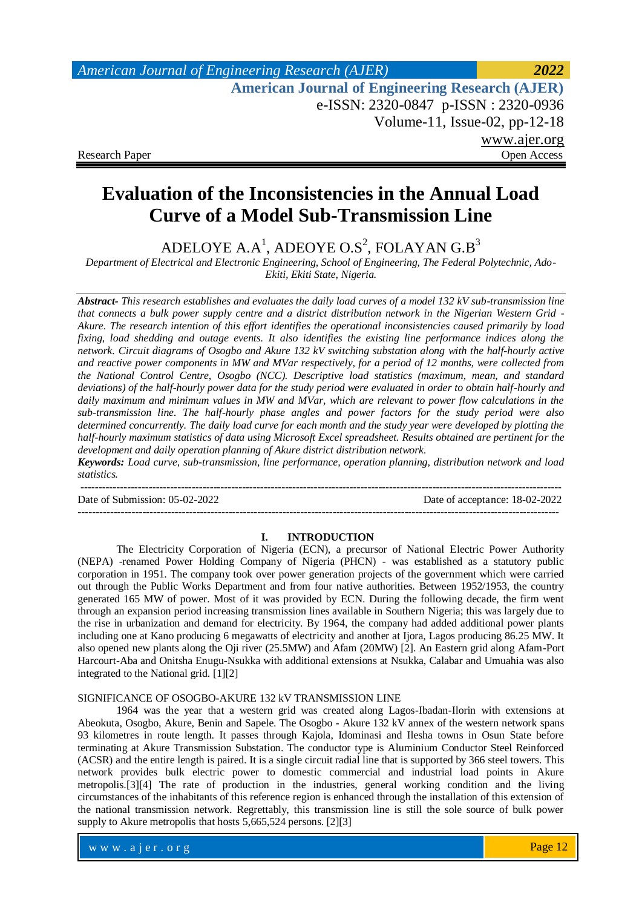Research Paper | Open Access

# Evaluation of the Inconsistencies in the Annual Load Curve of a Model Sub-Transmission Line

ADELOYE A.A[1], ADEOYE O.S[2], FOLAYAN G.B[3]

*Department of Electrical and Electronic Engineering, School of Engineering, The Federal Polytechnic, Ado-Ekiti, Ekiti State, Nigeria.*

***Abstract-*** *This research establishes and evaluates the daily load curves of a model 132 kV sub-transmission line that connects a bulk power supply centre and a district distribution network in the Nigerian Western Grid - Akure. The research intention of this effort identifies the operational inconsistencies caused primarily by load fixing, load shedding and outage events. It also identifies the existing line performance indices along the network. Circuit diagrams of Osogbo and Akure 132 kV switching substation along with the half-hourly active and reactive power components in MW and MVar respectively, for a period of 12 months, were collected from the National Control Centre, Osogbo (NCC). Descriptive load statistics (maximum, mean, and standard deviations) of the half-hourly power data for the study period were evaluated in order to obtain half-hourly and daily maximum and minimum values in MW and MVar, which are relevant to power flow calculations in the sub-transmission line. The half-hourly phase angles and power factors for the study period were also determined concurrently. The daily load curve for each month and the study year were developed by plotting the half-hourly maximum statistics of data using Microsoft Excel spreadsheet. Results obtained are pertinent for the development and daily operation planning of Akure district distribution network.*

***Keywords:*** *Load curve, sub-transmission, line performance, operation planning, distribution network and load statistics.*

---

Date of Submission: 05-02-2022 | Date of acceptance: 18-02-2022

---

## I. INTRODUCTION

The Electricity Corporation of Nigeria (ECN), a precursor of National Electric Power Authority (NEPA) -renamed Power Holding Company of Nigeria (PHCN) - was established as a statutory public corporation in 1951. The company took over power generation projects of the government which were carried out through the Public Works Department and from four native authorities. Between 1952/1953, the country generated 165 MW of power. Most of it was provided by ECN. During the following decade, the firm went through an expansion period increasing transmission lines available in Southern Nigeria; this was largely due to the rise in urbanization and demand for electricity. By 1964, the company had added additional power plants including one at Kano producing 6 megawatts of electricity and another at Ijora, Lagos producing 86.25 MW. It also opened new plants along the Oji river (25.5MW) and Afam (20MW) [2]. An Eastern grid along Afam-Port Harcourt-Aba and Onitsha Enugu-Nsukka with additional extensions at Nsukka, Calabar and Umuahia was also integrated to the National grid. [1][2]

SIGNIFICANCE OF OSOGBO-AKURE 132 kV TRANSMISSION LINE

1964 was the year that a western grid was created along Lagos-Ibadan-Ilorin with extensions at Abeokuta, Osogbo, Akure, Benin and Sapele. The Osogbo - Akure 132 kV annex of the western network spans 93 kilometres in route length. It passes through Kajola, Idominasi and Ilesha towns in Osun State before terminating at Akure Transmission Substation. The conductor type is Aluminium Conductor Steel Reinforced (ACSR) and the entire length is paired. It is a single circuit radial line that is supported by 366 steel towers. This network provides bulk electric power to domestic commercial and industrial load points in Akure metropolis.[3][4] The rate of production in the industries, general working condition and the living circumstances of the inhabitants of this reference region is enhanced through the installation of this extension of the national transmission network. Regrettably, this transmission line is still the sole source of bulk power supply to Akure metropolis that hosts 5,665,524 persons. [2][3]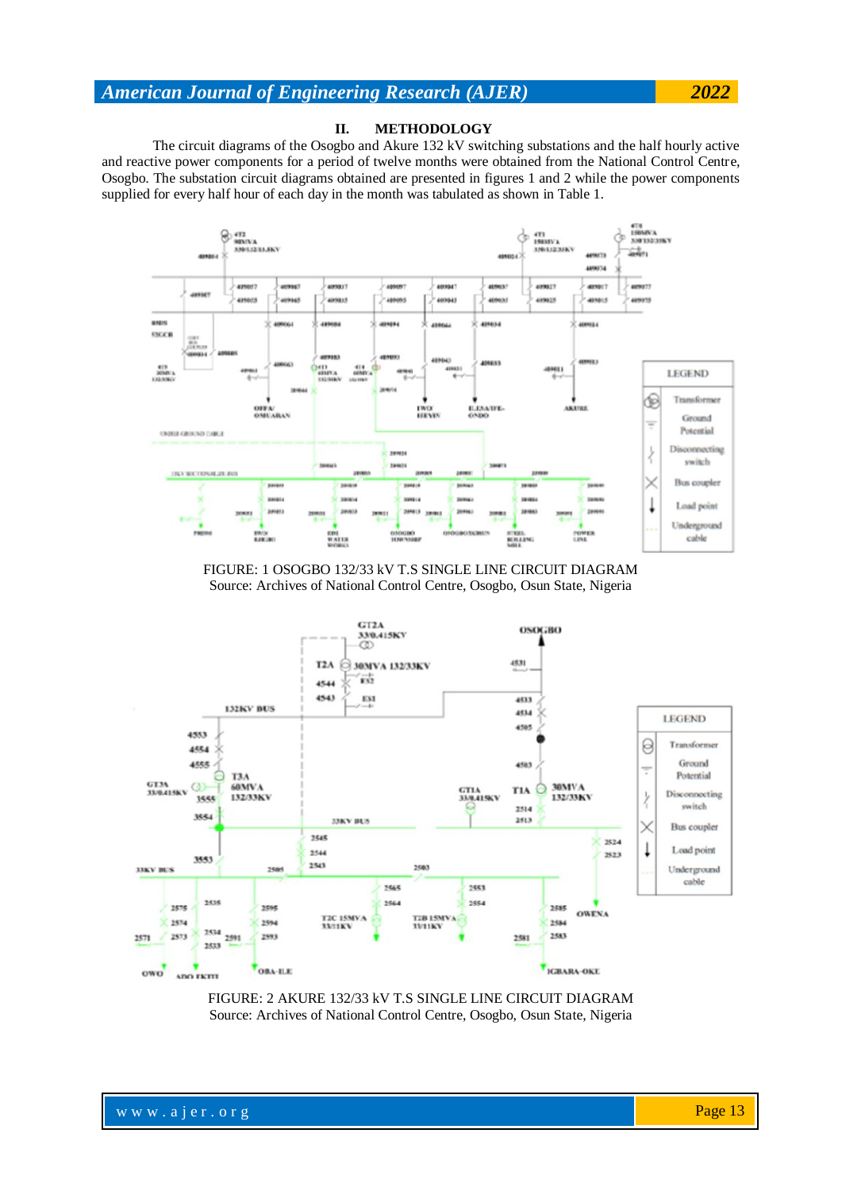## II. METHODOLOGY

The circuit diagrams of the Osogbo and Akure 132 kV switching substations and the half hourly active and reactive power components for a period of twelve months were obtained from the National Control Centre, Osogbo. The substation circuit diagrams obtained are presented in figures 1 and 2 while the power components supplied for every half hour of each day in the month was tabulated as shown in Table 1.

FIGURE: 1 OSOGBO 132/33 kV T.S SINGLE LINE CIRCUIT DIAGRAM
Source: Archives of National Control Centre, Osogbo, Osun State, Nigeria

FIGURE: 2 AKURE 132/33 kV T.S SINGLE LINE CIRCUIT DIAGRAM
Source: Archives of National Control Centre, Osogbo, Osun State, Nigeria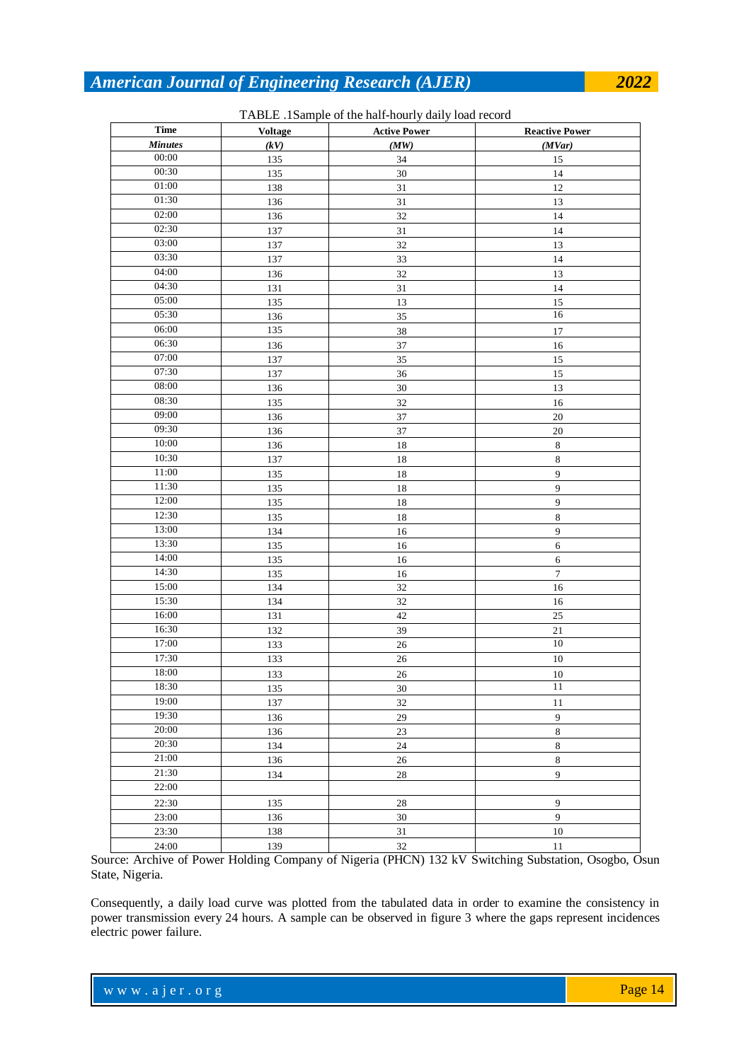TABLE .1Sample of the half-hourly daily load record

| Time | Voltage | Active Power | Reactive Power |
|---|---|---|---|
| ***Minutes*** | ***(kV)*** | ***(MW)*** | ***(MVar)*** |
| 00:00 | 135 | 34 | 15 |
| 00:30 | 135 | 30 | 14 |
| 01:00 | 138 | 31 | 12 |
| 01:30 | 136 | 31 | 13 |
| 02:00 | 136 | 32 | 14 |
| 02:30 | 137 | 31 | 14 |
| 03:00 | 137 | 32 | 13 |
| 03:30 | 137 | 33 | 14 |
| 04:00 | 136 | 32 | 13 |
| 04:30 | 131 | 31 | 14 |
| 05:00 | 135 | 13 | 15 |
| 05:30 | 136 | 35 | 16 |
| 06:00 | 135 | 38 | 17 |
| 06:30 | 136 | 37 | 16 |
| 07:00 | 137 | 35 | 15 |
| 07:30 | 137 | 36 | 15 |
| 08:00 | 136 | 30 | 13 |
| 08:30 | 135 | 32 | 16 |
| 09:00 | 136 | 37 | 20 |
| 09:30 | 136 | 37 | 20 |
| 10:00 | 136 | 18 | 8 |
| 10:30 | 137 | 18 | 8 |
| 11:00 | 135 | 18 | 9 |
| 11:30 | 135 | 18 | 9 |
| 12:00 | 135 | 18 | 9 |
| 12:30 | 135 | 18 | 8 |
| 13:00 | 134 | 16 | 9 |
| 13:30 | 135 | 16 | 6 |
| 14:00 | 135 | 16 | 6 |
| 14:30 | 135 | 16 | 7 |
| 15:00 | 134 | 32 | 16 |
| 15:30 | 134 | 32 | 16 |
| 16:00 | 131 | 42 | 25 |
| 16:30 | 132 | 39 | 21 |
| 17:00 | 133 | 26 | 10 |
| 17:30 | 133 | 26 | 10 |
| 18:00 | 133 | 26 | 10 |
| 18:30 | 135 | 30 | 11 |
| 19:00 | 137 | 32 | 11 |
| 19:30 | 136 | 29 | 9 |
| 20:00 | 136 | 23 | 8 |
| 20:30 | 134 | 24 | 8 |
| 21:00 | 136 | 26 | 8 |
| 21:30 | 134 | 28 | 9 |
| 22:00 | | | |
| 22:30 | 135 | 28 | 9 |
| 23:00 | 136 | 30 | 9 |
| 23:30 | 138 | 31 | 10 |
| 24:00 | 139 | 32 | 11 |

Source: Archive of Power Holding Company of Nigeria (PHCN) 132 kV Switching Substation, Osogbo, Osun State, Nigeria.

Consequently, a daily load curve was plotted from the tabulated data in order to examine the consistency in power transmission every 24 hours. A sample can be observed in figure 3 where the gaps represent incidences electric power failure.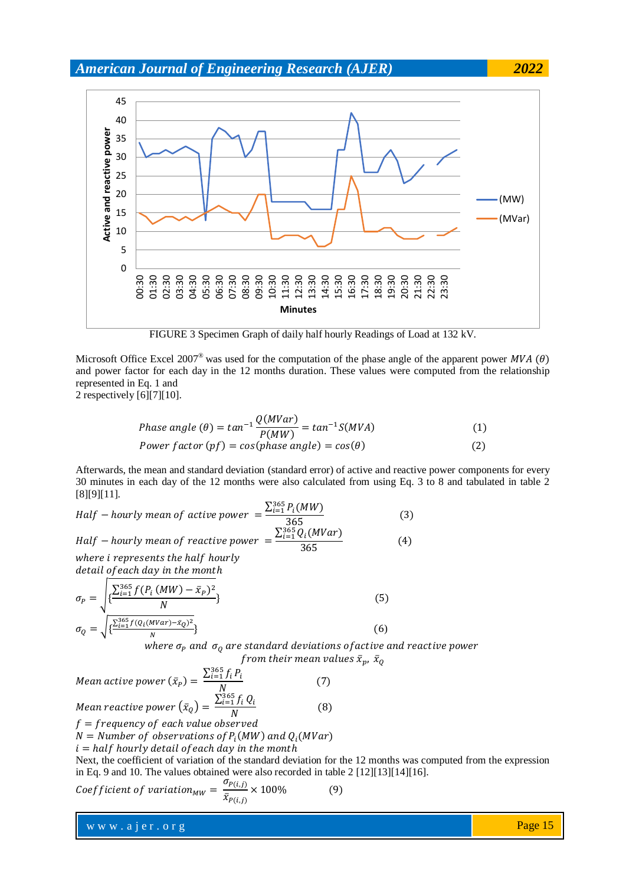FIGURE 3 Specimen Graph of daily half hourly Readings of Load at 132 kV.

Microsoft Office Excel 2007® was used for the computation of the phase angle of the apparent power $MVA\ (\theta)$ and power factor for each day in the 12 months duration. These values were computed from the relationship represented in Eq. 1 and
2 respectively [6][7][10].

$$Phase\ angle\ (\theta) = tan^{-1}\frac{Q(MVar)}{P(MW)} = tan^{-1}S(MVA) \quad (1)$$

$$Power\ factor\ (pf) = cos(phase\ angle) = cos(\theta) \quad (2)$$

Afterwards, the mean and standard deviation (standard error) of active and reactive power components for every 30 minutes in each day of the 12 months were also calculated from using Eq. 3 to 8 and tabulated in table 2 [8][9][11].

$$Half-hourly\ mean\ of\ active\ power\ = \frac{\sum_{i=1}^{365} P_i(MW)}{365} \quad (3)$$

$$Half-hourly\ mean\ of\ reactive\ power\ = \frac{\sum_{i=1}^{365} Q_i(MVar)}{365} \quad (4)$$

*where i represents the half hourly detail of each day in the month*

$$\sigma_P = \sqrt{\left\{\frac{\sum_{i=1}^{365} f(P_i\,(MW) - \bar{x}_P)^2}{N}\right\}} \quad (5)$$

$$\sigma_Q = \sqrt{\left\{\frac{\sum_{i=1}^{365} f(Q_i(MVar) - \bar{x}_Q)^2}{N}\right\}} \quad (6)$$

*where $\sigma_P$ and $\sigma_Q$ are standard deviations of active and reactive power from their mean values $\bar{x}_p$, $\bar{x}_Q$*

$$Mean\ active\ power\ (\bar{x}_P) = \frac{\sum_{i=1}^{365} f_i\,P_i}{N} \quad (7)$$

$$Mean\ reactive\ power\ (\bar{x}_Q) = \frac{\sum_{i=1}^{365} f_i\,Q_i}{N} \quad (8)$$

*$f$ = frequency of each value observed*
*$N$ = Number of observations of $P_i(MW)$ and $Q_i(MVar)$*
*$i$ = half hourly detail of each day in the month*

Next, the coefficient of variation of the standard deviation for the 12 months was computed from the expression in Eq. 9 and 10. The values obtained were also recorded in table 2 [12][13][14][16].

$$Coefficient\ of\ variation_{MW} = \frac{\sigma_{P(i,j)}}{\bar{x}_{P(i,j)}} \times 100\% \quad (9)$$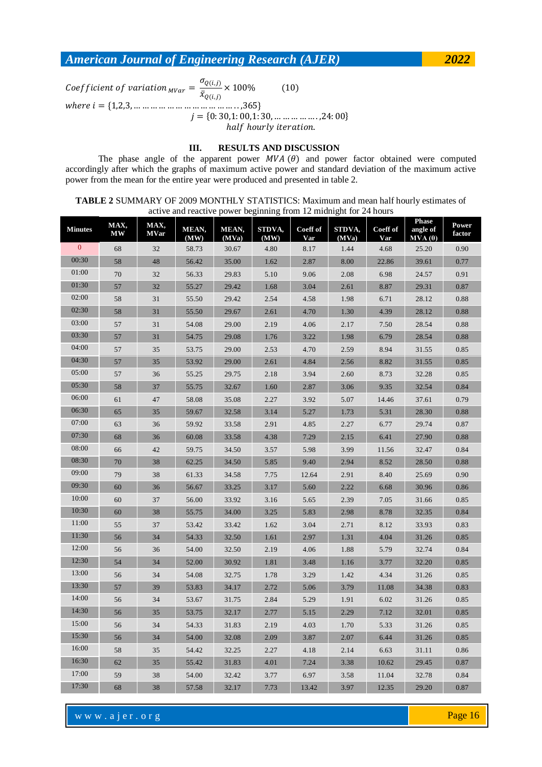$$Coefficient\ of\ variation_{MVar} = \frac{\sigma_{Q(i,j)}}{\bar{x}_{Q(i,j)}} \times 100\% \qquad (10)$$

$$where\ i = \{1,2,3, \ldots \ldots \ldots \ldots \ldots \ldots \ldots \ldots \ldots \ldots .., 365\}$$

$$j = \{0{:}30, 1{:}00, 1{:}30, \ldots \ldots \ldots \ldots ., 24{:}00\}$$

$$half\ hourly\ iteration.$$

## III. RESULTS AND DISCUSSION

The phase angle of the apparent power $MVA\ (\theta)$ and power factor obtained were computed accordingly after which the graphs of maximum active power and standard deviation of the maximum active power from the mean for the entire year were produced and presented in table 2.

**TABLE 2** SUMMARY OF 2009 MONTHLY STATISTICS: Maximum and mean half hourly estimates of active and reactive power beginning from 12 midnight for 24 hours

| Minutes | MAX, MW | MAX, MVar | MEAN, (MW) | MEAN, (MVa) | STDVA, (MW) | Coeff of Var | STDVA, (MVa) | Coeff of Var | Phase angle of MVA (θ) | Power factor |
|---|---|---|---|---|---|---|---|---|---|---|
| 0 | 68 | 32 | 58.73 | 30.67 | 4.80 | 8.17 | 1.44 | 4.68 | 25.20 | 0.90 |
| 00:30 | 58 | 48 | 56.42 | 35.00 | 1.62 | 2.87 | 8.00 | 22.86 | 39.61 | 0.77 |
| 01:00 | 70 | 32 | 56.33 | 29.83 | 5.10 | 9.06 | 2.08 | 6.98 | 24.57 | 0.91 |
| 01:30 | 57 | 32 | 55.27 | 29.42 | 1.68 | 3.04 | 2.61 | 8.87 | 29.31 | 0.87 |
| 02:00 | 58 | 31 | 55.50 | 29.42 | 2.54 | 4.58 | 1.98 | 6.71 | 28.12 | 0.88 |
| 02:30 | 58 | 31 | 55.50 | 29.67 | 2.61 | 4.70 | 1.30 | 4.39 | 28.12 | 0.88 |
| 03:00 | 57 | 31 | 54.08 | 29.00 | 2.19 | 4.06 | 2.17 | 7.50 | 28.54 | 0.88 |
| 03:30 | 57 | 31 | 54.75 | 29.08 | 1.76 | 3.22 | 1.98 | 6.79 | 28.54 | 0.88 |
| 04:00 | 57 | 35 | 53.75 | 29.00 | 2.53 | 4.70 | 2.59 | 8.94 | 31.55 | 0.85 |
| 04:30 | 57 | 35 | 53.92 | 29.00 | 2.61 | 4.84 | 2.56 | 8.82 | 31.55 | 0.85 |
| 05:00 | 57 | 36 | 55.25 | 29.75 | 2.18 | 3.94 | 2.60 | 8.73 | 32.28 | 0.85 |
| 05:30 | 58 | 37 | 55.75 | 32.67 | 1.60 | 2.87 | 3.06 | 9.35 | 32.54 | 0.84 |
| 06:00 | 61 | 47 | 58.08 | 35.08 | 2.27 | 3.92 | 5.07 | 14.46 | 37.61 | 0.79 |
| 06:30 | 65 | 35 | 59.67 | 32.58 | 3.14 | 5.27 | 1.73 | 5.31 | 28.30 | 0.88 |
| 07:00 | 63 | 36 | 59.92 | 33.58 | 2.91 | 4.85 | 2.27 | 6.77 | 29.74 | 0.87 |
| 07:30 | 68 | 36 | 60.08 | 33.58 | 4.38 | 7.29 | 2.15 | 6.41 | 27.90 | 0.88 |
| 08:00 | 66 | 42 | 59.75 | 34.50 | 3.57 | 5.98 | 3.99 | 11.56 | 32.47 | 0.84 |
| 08:30 | 70 | 38 | 62.25 | 34.50 | 5.85 | 9.40 | 2.94 | 8.52 | 28.50 | 0.88 |
| 09:00 | 79 | 38 | 61.33 | 34.58 | 7.75 | 12.64 | 2.91 | 8.40 | 25.69 | 0.90 |
| 09:30 | 60 | 36 | 56.67 | 33.25 | 3.17 | 5.60 | 2.22 | 6.68 | 30.96 | 0.86 |
| 10:00 | 60 | 37 | 56.00 | 33.92 | 3.16 | 5.65 | 2.39 | 7.05 | 31.66 | 0.85 |
| 10:30 | 60 | 38 | 55.75 | 34.00 | 3.25 | 5.83 | 2.98 | 8.78 | 32.35 | 0.84 |
| 11:00 | 55 | 37 | 53.42 | 33.42 | 1.62 | 3.04 | 2.71 | 8.12 | 33.93 | 0.83 |
| 11:30 | 56 | 34 | 54.33 | 32.50 | 1.61 | 2.97 | 1.31 | 4.04 | 31.26 | 0.85 |
| 12:00 | 56 | 36 | 54.00 | 32.50 | 2.19 | 4.06 | 1.88 | 5.79 | 32.74 | 0.84 |
| 12:30 | 54 | 34 | 52.00 | 30.92 | 1.81 | 3.48 | 1.16 | 3.77 | 32.20 | 0.85 |
| 13:00 | 56 | 34 | 54.08 | 32.75 | 1.78 | 3.29 | 1.42 | 4.34 | 31.26 | 0.85 |
| 13:30 | 57 | 39 | 53.83 | 34.17 | 2.72 | 5.06 | 3.79 | 11.08 | 34.38 | 0.83 |
| 14:00 | 56 | 34 | 53.67 | 31.75 | 2.84 | 5.29 | 1.91 | 6.02 | 31.26 | 0.85 |
| 14:30 | 56 | 35 | 53.75 | 32.17 | 2.77 | 5.15 | 2.29 | 7.12 | 32.01 | 0.85 |
| 15:00 | 56 | 34 | 54.33 | 31.83 | 2.19 | 4.03 | 1.70 | 5.33 | 31.26 | 0.85 |
| 15:30 | 56 | 34 | 54.00 | 32.08 | 2.09 | 3.87 | 2.07 | 6.44 | 31.26 | 0.85 |
| 16:00 | 58 | 35 | 54.42 | 32.25 | 2.27 | 4.18 | 2.14 | 6.63 | 31.11 | 0.86 |
| 16:30 | 62 | 35 | 55.42 | 31.83 | 4.01 | 7.24 | 3.38 | 10.62 | 29.45 | 0.87 |
| 17:00 | 59 | 38 | 54.00 | 32.42 | 3.77 | 6.97 | 3.58 | 11.04 | 32.78 | 0.84 |
| 17:30 | 68 | 38 | 57.58 | 32.17 | 7.73 | 13.42 | 3.97 | 12.35 | 29.20 | 0.87 |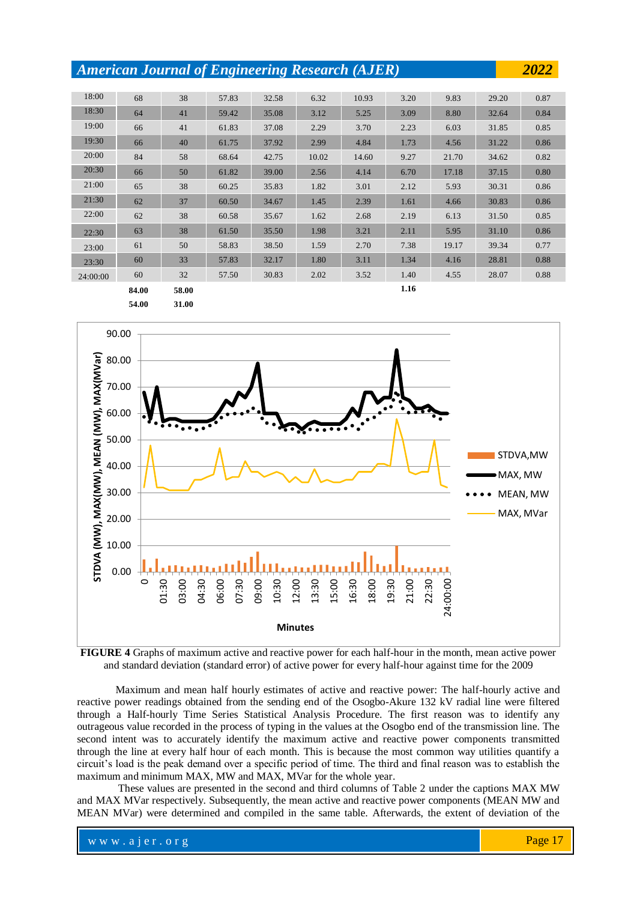| | | | | | | | | | | |
|---|---|---|---|---|---|---|---|---|---|---|
| 18:00 | 68 | 38 | 57.83 | 32.58 | 6.32 | 10.93 | 3.20 | 9.83 | 29.20 | 0.87 |
| 18:30 | 64 | 41 | 59.42 | 35.08 | 3.12 | 5.25 | 3.09 | 8.80 | 32.64 | 0.84 |
| 19:00 | 66 | 41 | 61.83 | 37.08 | 2.29 | 3.70 | 2.23 | 6.03 | 31.85 | 0.85 |
| 19:30 | 66 | 40 | 61.75 | 37.92 | 2.99 | 4.84 | 1.73 | 4.56 | 31.22 | 0.86 |
| 20:00 | 84 | 58 | 68.64 | 42.75 | 10.02 | 14.60 | 9.27 | 21.70 | 34.62 | 0.82 |
| 20:30 | 66 | 50 | 61.82 | 39.00 | 2.56 | 4.14 | 6.70 | 17.18 | 37.15 | 0.80 |
| 21:00 | 65 | 38 | 60.25 | 35.83 | 1.82 | 3.01 | 2.12 | 5.93 | 30.31 | 0.86 |
| 21:30 | 62 | 37 | 60.50 | 34.67 | 1.45 | 2.39 | 1.61 | 4.66 | 30.83 | 0.86 |
| 22:00 | 62 | 38 | 60.58 | 35.67 | 1.62 | 2.68 | 2.19 | 6.13 | 31.50 | 0.85 |
| 22:30 | 63 | 38 | 61.50 | 35.50 | 1.98 | 3.21 | 2.11 | 5.95 | 31.10 | 0.86 |
| 23:00 | 61 | 50 | 58.83 | 38.50 | 1.59 | 2.70 | 7.38 | 19.17 | 39.34 | 0.77 |
| 23:30 | 60 | 33 | 57.83 | 32.17 | 1.80 | 3.11 | 1.34 | 4.16 | 28.81 | 0.88 |
| 24:00:00 | 60 | 32 | 57.50 | 30.83 | 2.02 | 3.52 | 1.40 | 4.55 | 28.07 | 0.88 |
| | **84.00** | **58.00** | | | | | **1.16** | | | |
| | **54.00** | **31.00** | | | | | | | | |

**FIGURE 4** Graphs of maximum active and reactive power for each half-hour in the month, mean active power and standard deviation (standard error) of active power for every half-hour against time for the 2009

Maximum and mean half hourly estimates of active and reactive power: The half-hourly active and reactive power readings obtained from the sending end of the Osogbo-Akure 132 kV radial line were filtered through a Half-hourly Time Series Statistical Analysis Procedure. The first reason was to identify any outrageous value recorded in the process of typing in the values at the Osogbo end of the transmission line. The second intent was to accurately identify the maximum active and reactive power components transmitted through the line at every half hour of each month. This is because the most common way utilities quantify a circuit's load is the peak demand over a specific period of time. The third and final reason was to establish the maximum and minimum MAX, MW and MAX, MVar for the whole year.

These values are presented in the second and third columns of Table 2 under the captions MAX MW and MAX MVar respectively. Subsequently, the mean active and reactive power components (MEAN MW and MEAN MVar) were determined and compiled in the same table. Afterwards, the extent of deviation of the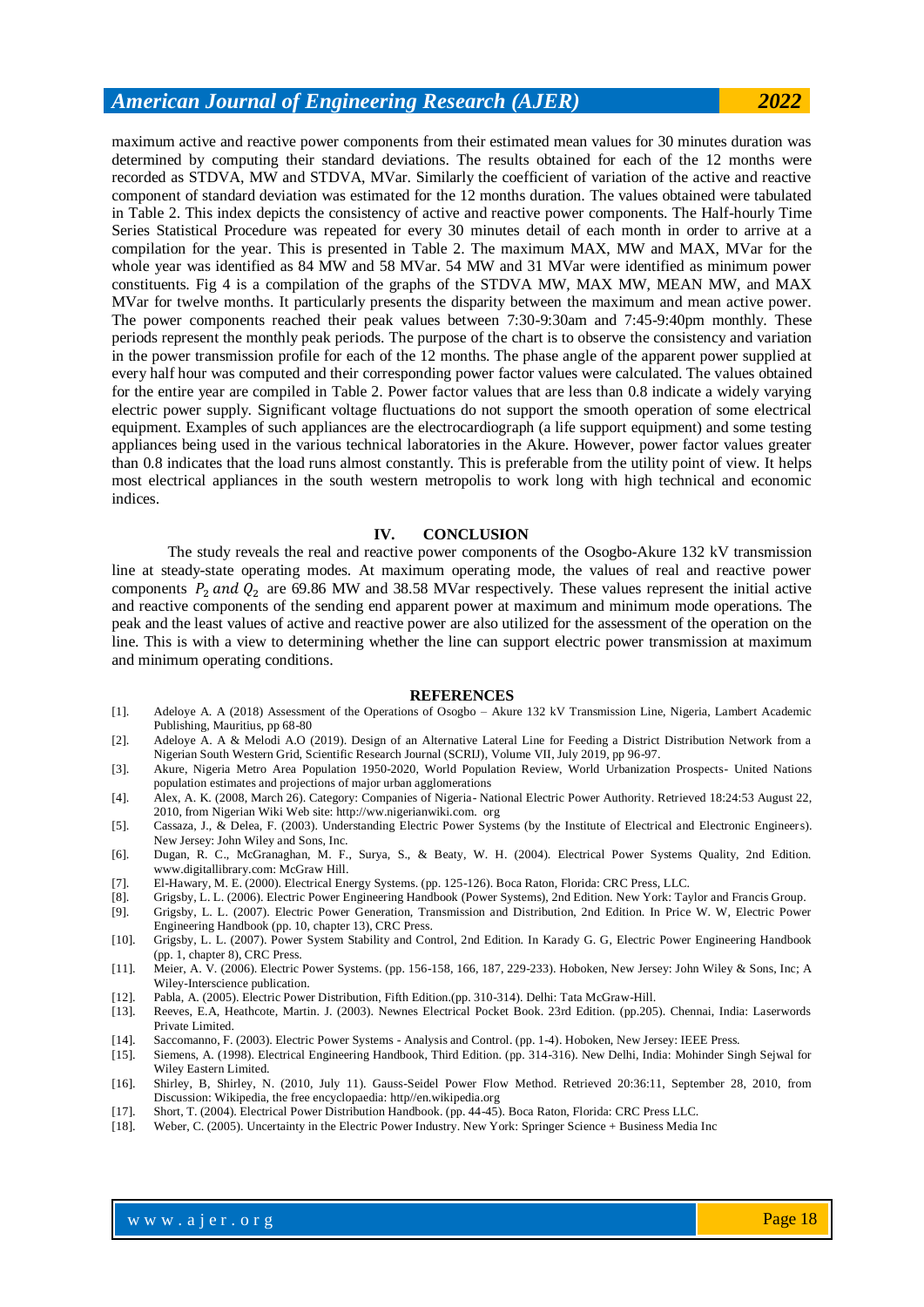maximum active and reactive power components from their estimated mean values for 30 minutes duration was determined by computing their standard deviations. The results obtained for each of the 12 months were recorded as STDVA, MW and STDVA, MVar. Similarly the coefficient of variation of the active and reactive component of standard deviation was estimated for the 12 months duration. The values obtained were tabulated in Table 2. This index depicts the consistency of active and reactive power components. The Half-hourly Time Series Statistical Procedure was repeated for every 30 minutes detail of each month in order to arrive at a compilation for the year. This is presented in Table 2. The maximum MAX, MW and MAX, MVar for the whole year was identified as 84 MW and 58 MVar. 54 MW and 31 MVar were identified as minimum power constituents. Fig 4 is a compilation of the graphs of the STDVA MW, MAX MW, MEAN MW, and MAX MVar for twelve months. It particularly presents the disparity between the maximum and mean active power. The power components reached their peak values between 7:30-9:30am and 7:45-9:40pm monthly. These periods represent the monthly peak periods. The purpose of the chart is to observe the consistency and variation in the power transmission profile for each of the 12 months. The phase angle of the apparent power supplied at every half hour was computed and their corresponding power factor values were calculated. The values obtained for the entire year are compiled in Table 2. Power factor values that are less than 0.8 indicate a widely varying electric power supply. Significant voltage fluctuations do not support the smooth operation of some electrical equipment. Examples of such appliances are the electrocardiograph (a life support equipment) and some testing appliances being used in the various technical laboratories in the Akure. However, power factor values greater than 0.8 indicates that the load runs almost constantly. This is preferable from the utility point of view. It helps most electrical appliances in the south western metropolis to work long with high technical and economic indices.

## IV. CONCLUSION

The study reveals the real and reactive power components of the Osogbo-Akure 132 kV transmission line at steady-state operating modes. At maximum operating mode, the values of real and reactive power components $P_2$ *and* $Q_2$ are 69.86 MW and 38.58 MVar respectively. These values represent the initial active and reactive components of the sending end apparent power at maximum and minimum mode operations. The peak and the least values of active and reactive power are also utilized for the assessment of the operation on the line. This is with a view to determining whether the line can support electric power transmission at maximum and minimum operating conditions.

## REFERENCES

[1]. Adeloye A. A (2018) Assessment of the Operations of Osogbo – Akure 132 kV Transmission Line, Nigeria, Lambert Academic Publishing, Mauritius, pp 68-80

[2]. Adeloye A. A & Melodi A.O (2019). Design of an Alternative Lateral Line for Feeding a District Distribution Network from a Nigerian South Western Grid, Scientific Research Journal (SCRIJ), Volume VII, July 2019, pp 96-97.

[3]. Akure, Nigeria Metro Area Population 1950-2020, World Population Review, World Urbanization Prospects- United Nations population estimates and projections of major urban agglomerations

[4]. Alex, A. K. (2008, March 26). Category: Companies of Nigeria- National Electric Power Authority. Retrieved 18:24:53 August 22, 2010, from Nigerian Wiki Web site: http://ww.nigerianwiki.com. org

[5]. Cassaza, J., & Delea, F. (2003). Understanding Electric Power Systems (by the Institute of Electrical and Electronic Engineers). New Jersey: John Wiley and Sons, Inc.

[6]. Dugan, R. C., McGranaghan, M. F., Surya, S., & Beaty, W. H. (2004). Electrical Power Systems Quality, 2nd Edition. www.digitallibrary.com: McGraw Hill.

[7]. El-Hawary, M. E. (2000). Electrical Energy Systems. (pp. 125-126). Boca Raton, Florida: CRC Press, LLC.

[8]. Grigsby, L. L. (2006). Electric Power Engineering Handbook (Power Systems), 2nd Edition. New York: Taylor and Francis Group.

[9]. Grigsby, L. L. (2007). Electric Power Generation, Transmission and Distribution, 2nd Edition. In Price W. W, Electric Power Engineering Handbook (pp. 10, chapter 13), CRC Press.

[10]. Grigsby, L. L. (2007). Power System Stability and Control, 2nd Edition. In Karady G. G, Electric Power Engineering Handbook (pp. 1, chapter 8), CRC Press.

[11]. Meier, A. V. (2006). Electric Power Systems. (pp. 156-158, 166, 187, 229-233). Hoboken, New Jersey: John Wiley & Sons, Inc; A Wiley-Interscience publication.

[12]. Pabla, A. (2005). Electric Power Distribution, Fifth Edition.(pp. 310-314). Delhi: Tata McGraw-Hill.

[13]. Reeves, E.A, Heathcote, Martin. J. (2003). Newnes Electrical Pocket Book. 23rd Edition. (pp.205). Chennai, India: Laserwords Private Limited.

[14]. Saccomanno, F. (2003). Electric Power Systems - Analysis and Control. (pp. 1-4). Hoboken, New Jersey: IEEE Press.

[15]. Siemens, A. (1998). Electrical Engineering Handbook, Third Edition. (pp. 314-316). New Delhi, India: Mohinder Singh Sejwal for Wiley Eastern Limited.

[16]. Shirley, B, Shirley, N. (2010, July 11). Gauss-Seidel Power Flow Method. Retrieved 20:36:11, September 28, 2010, from Discussion: Wikipedia, the free encyclopaedia: http//en.wikipedia.org

[17]. Short, T. (2004). Electrical Power Distribution Handbook. (pp. 44-45). Boca Raton, Florida: CRC Press LLC.

[18]. Weber, C. (2005). Uncertainty in the Electric Power Industry. New York: Springer Science + Business Media Inc